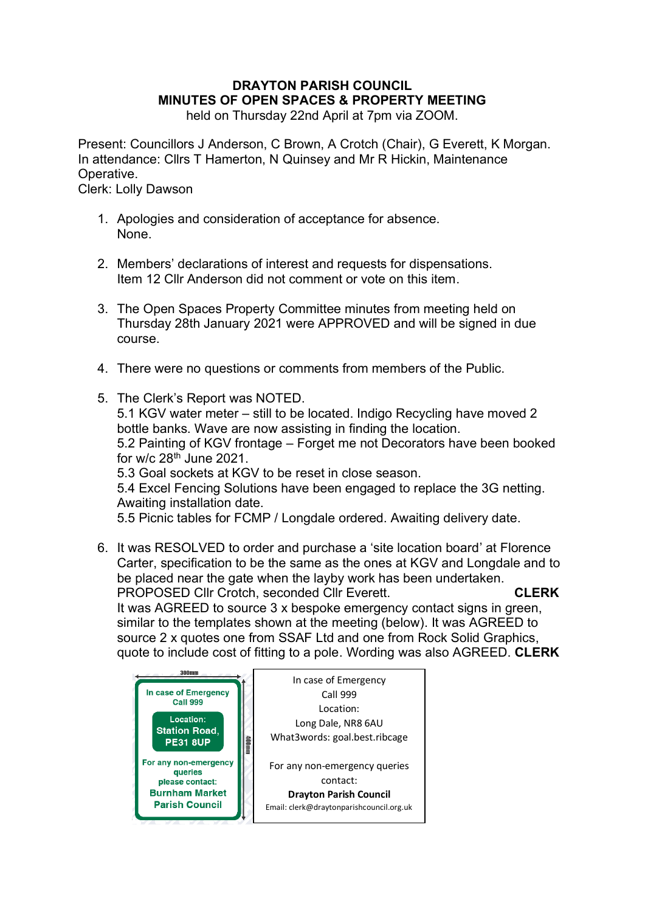**DRAYTON PARISH COUNCIL**
**MINUTES OF OPEN SPACES & PROPERTY MEETING**
held on Thursday 22nd April at 7pm via ZOOM.

Present: Councillors J Anderson, C Brown, A Crotch (Chair), G Everett, K Morgan.
In attendance: Cllrs T Hamerton, N Quinsey and Mr R Hickin, Maintenance Operative.
Clerk: Lolly Dawson

1. Apologies and consideration of acceptance for absence.
   None.

2. Members' declarations of interest and requests for dispensations.
   Item 12 Cllr Anderson did not comment or vote on this item.

3. The Open Spaces Property Committee minutes from meeting held on Thursday 28th January 2021 were APPROVED and will be signed in due course.

4. There were no questions or comments from members of the Public.

5. The Clerk's Report was NOTED.
   5.1 KGV water meter – still to be located. Indigo Recycling have moved 2 bottle banks. Wave are now assisting in finding the location.
   5.2 Painting of KGV frontage – Forget me not Decorators have been booked for w/c 28th June 2021.
   5.3 Goal sockets at KGV to be reset in close season.
   5.4 Excel Fencing Solutions have been engaged to replace the 3G netting. Awaiting installation date.
   5.5 Picnic tables for FCMP / Longdale ordered. Awaiting delivery date.

6. It was RESOLVED to order and purchase a 'site location board' at Florence Carter, specification to be the same as the ones at KGV and Longdale and to be placed near the gate when the layby work has been undertaken.
   PROPOSED Cllr Crotch, seconded Cllr Everett. **CLERK**
   It was AGREED to source 3 x bespoke emergency contact signs in green, similar to the templates shown at the meeting (below). It was AGREED to source 2 x quotes one from SSAF Ltd and one from Rock Solid Graphics, quote to include cost of fitting to a pole. Wording was also AGREED. **CLERK**

| 300mm |
|---|
| In case of Emergency Call 999 |
| Location: Station Road, PE31 8UP |
| For any non-emergency queries please contact: Burnham Market Parish Council |
| 400mm |

| In case of Emergency |
|---|
| Call 999 |
| Location: |
| Long Dale, NR8 6AU |
| What3words: goal.best.ribcage |
| For any non-emergency queries contact: |
| **Drayton Parish Council** |
| Email: clerk@draytonparishcouncil.org.uk |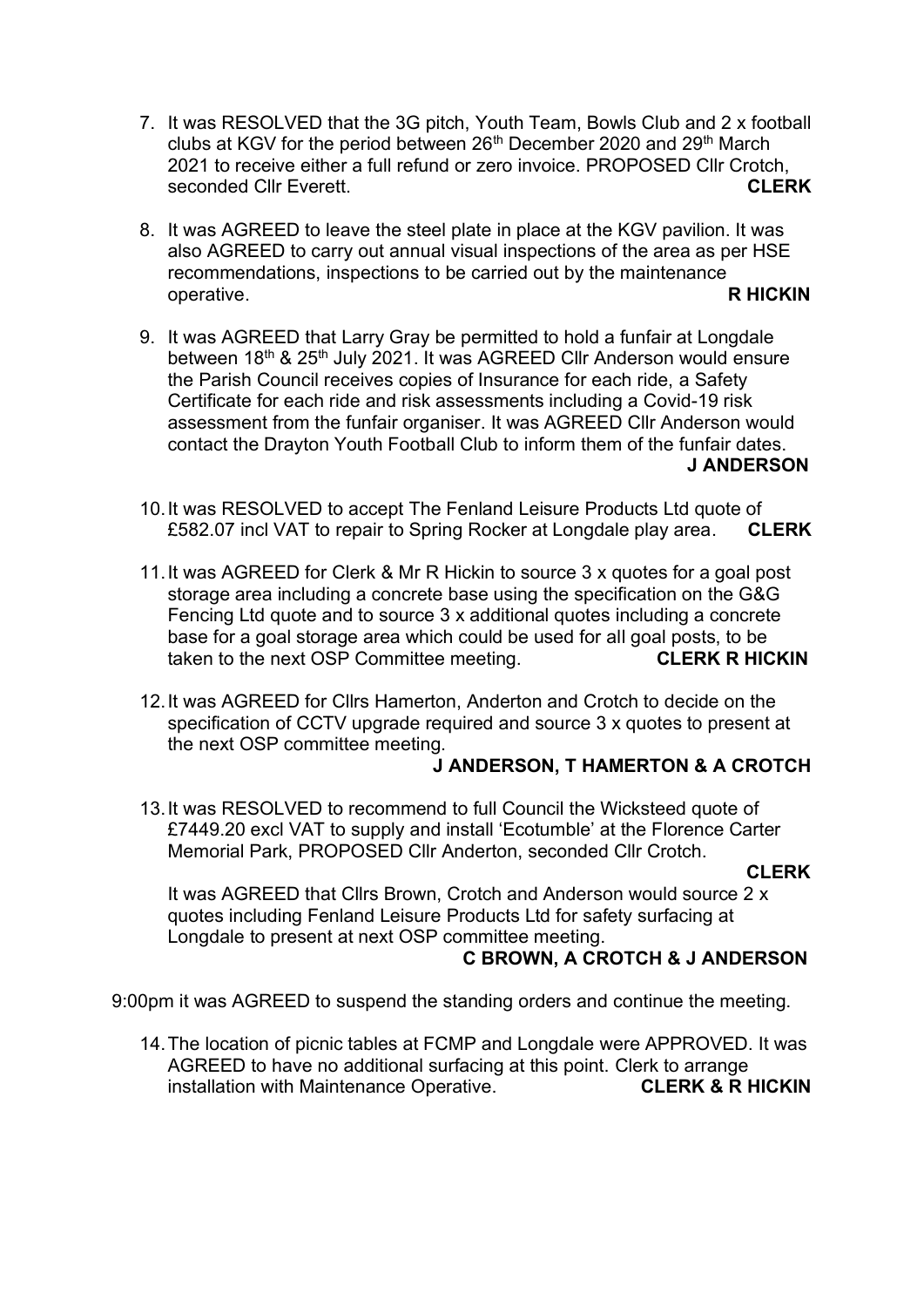7. It was RESOLVED that the 3G pitch, Youth Team, Bowls Club and 2 x football clubs at KGV for the period between 26th December 2020 and 29th March 2021 to receive either a full refund or zero invoice. PROPOSED Cllr Crotch, seconded Cllr Everett. **CLERK**

8. It was AGREED to leave the steel plate in place at the KGV pavilion. It was also AGREED to carry out annual visual inspections of the area as per HSE recommendations, inspections to be carried out by the maintenance operative. **R HICKIN**

9. It was AGREED that Larry Gray be permitted to hold a funfair at Longdale between 18th & 25th July 2021. It was AGREED Cllr Anderson would ensure the Parish Council receives copies of Insurance for each ride, a Safety Certificate for each ride and risk assessments including a Covid-19 risk assessment from the funfair organiser. It was AGREED Cllr Anderson would contact the Drayton Youth Football Club to inform them of the funfair dates. **J ANDERSON**

10. It was RESOLVED to accept The Fenland Leisure Products Ltd quote of £582.07 incl VAT to repair to Spring Rocker at Longdale play area. **CLERK**

11. It was AGREED for Clerk & Mr R Hickin to source 3 x quotes for a goal post storage area including a concrete base using the specification on the G&G Fencing Ltd quote and to source 3 x additional quotes including a concrete base for a goal storage area which could be used for all goal posts, to be taken to the next OSP Committee meeting. **CLERK R HICKIN**

12. It was AGREED for Cllrs Hamerton, Anderton and Crotch to decide on the specification of CCTV upgrade required and source 3 x quotes to present at the next OSP committee meeting. **J ANDERSON, T HAMERTON & A CROTCH**

13. It was RESOLVED to recommend to full Council the Wicksteed quote of £7449.20 excl VAT to supply and install 'Ecotumble' at the Florence Carter Memorial Park, PROPOSED Cllr Anderton, seconded Cllr Crotch. **CLERK**

    It was AGREED that Cllrs Brown, Crotch and Anderson would source 2 x quotes including Fenland Leisure Products Ltd for safety surfacing at Longdale to present at next OSP committee meeting. **C BROWN, A CROTCH & J ANDERSON**

9:00pm it was AGREED to suspend the standing orders and continue the meeting.

14. The location of picnic tables at FCMP and Longdale were APPROVED. It was AGREED to have no additional surfacing at this point. Clerk to arrange installation with Maintenance Operative. **CLERK & R HICKIN**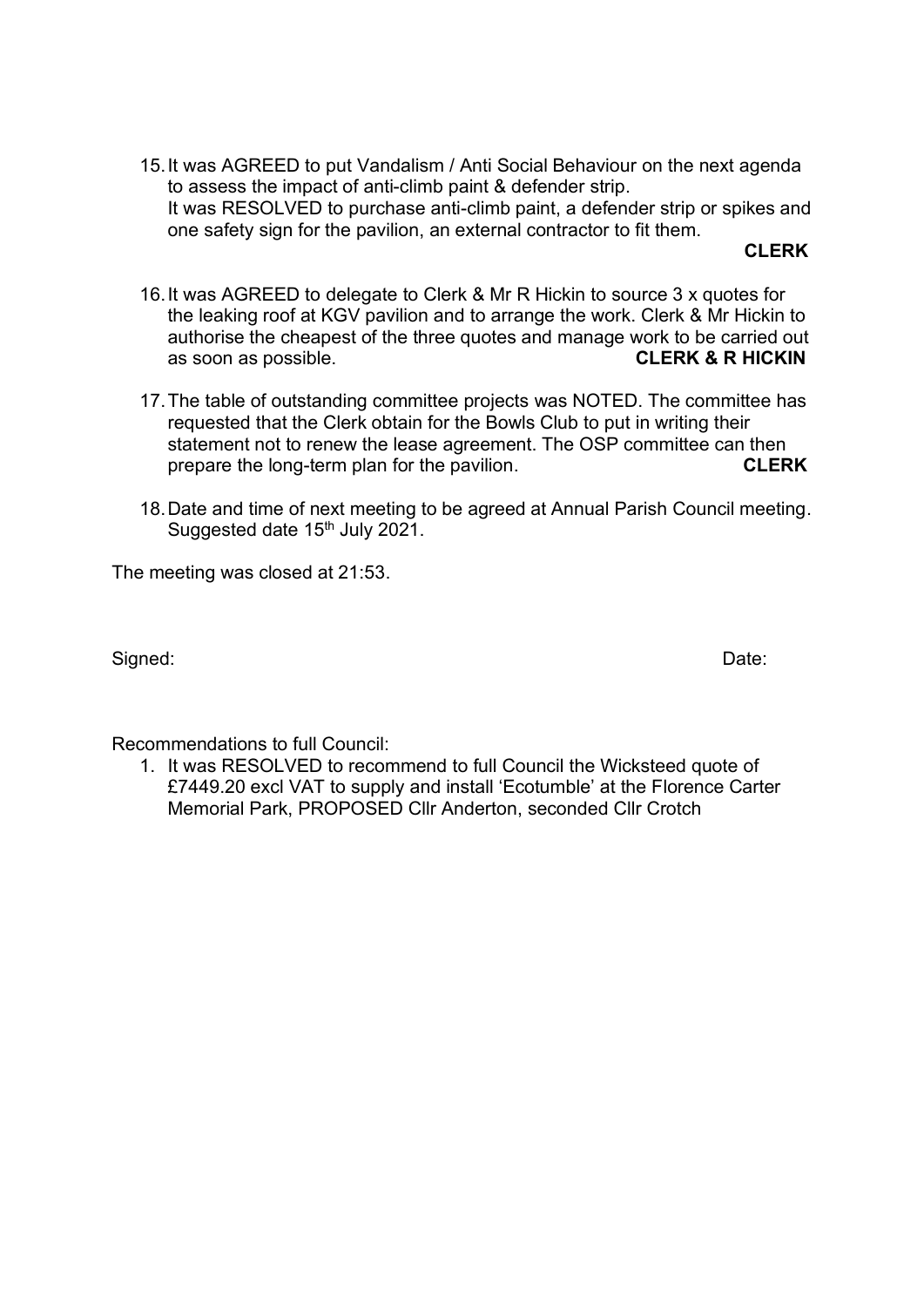15. It was AGREED to put Vandalism / Anti Social Behaviour on the next agenda to assess the impact of anti-climb paint & defender strip.
    It was RESOLVED to purchase anti-climb paint, a defender strip or spikes and one safety sign for the pavilion, an external contractor to fit them.
    **CLERK**

16. It was AGREED to delegate to Clerk & Mr R Hickin to source 3 x quotes for the leaking roof at KGV pavilion and to arrange the work. Clerk & Mr Hickin to authorise the cheapest of the three quotes and manage work to be carried out as soon as possible. **CLERK & R HICKIN**

17. The table of outstanding committee projects was NOTED. The committee has requested that the Clerk obtain for the Bowls Club to put in writing their statement not to renew the lease agreement. The OSP committee can then prepare the long-term plan for the pavilion. **CLERK**

18. Date and time of next meeting to be agreed at Annual Parish Council meeting. Suggested date 15th July 2021.

The meeting was closed at 21:53.

Signed: Date:

Recommendations to full Council:

1. It was RESOLVED to recommend to full Council the Wicksteed quote of £7449.20 excl VAT to supply and install 'Ecotumble' at the Florence Carter Memorial Park, PROPOSED Cllr Anderton, seconded Cllr Crotch